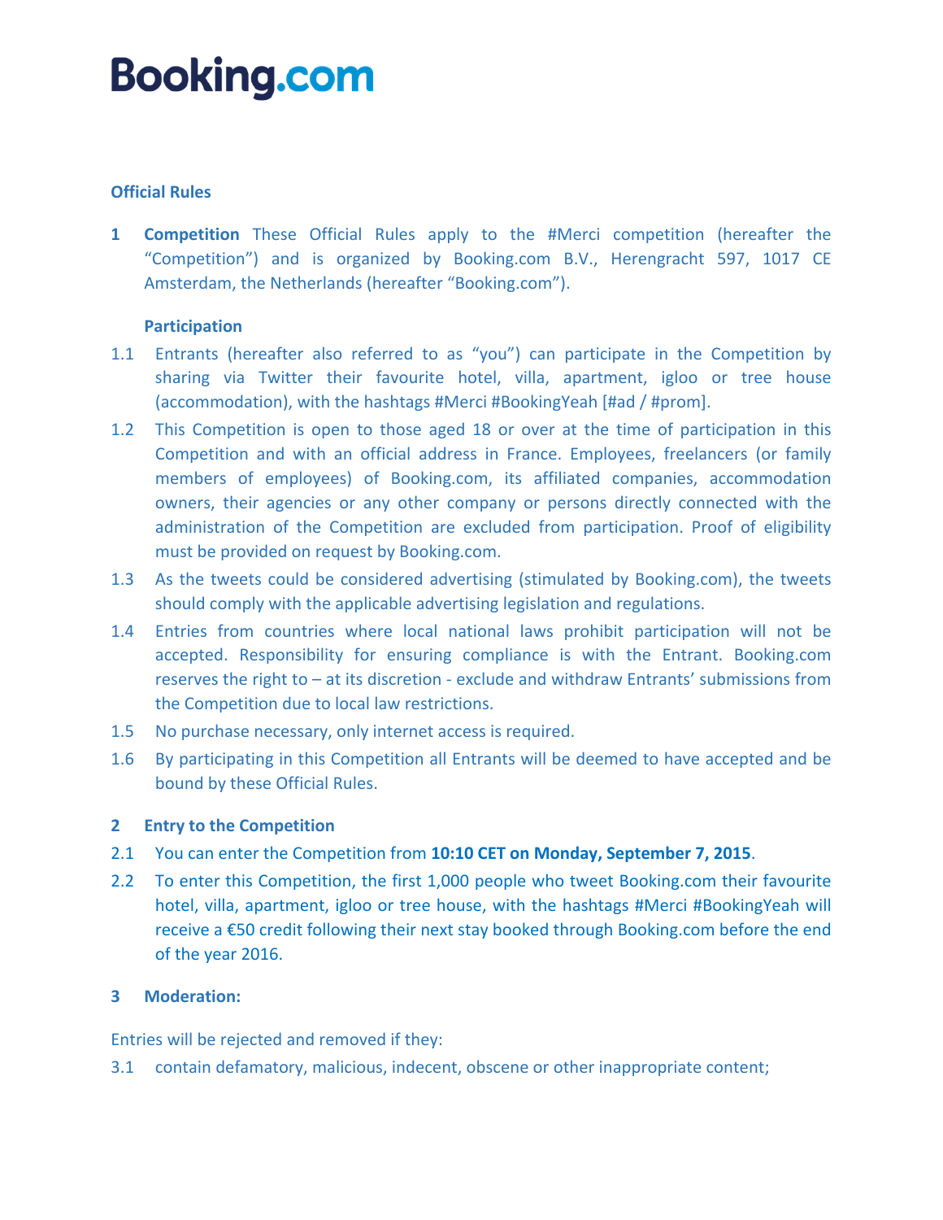Booking.com

**Official Rules**

**1 Competition** These Official Rules apply to the #Merci competition (hereafter the "Competition") and is organized by Booking.com B.V., Herengracht 597, 1017 CE Amsterdam, the Netherlands (hereafter "Booking.com").

**Participation**

1.1 Entrants (hereafter also referred to as "you") can participate in the Competition by sharing via Twitter their favourite hotel, villa, apartment, igloo or tree house (accommodation), with the hashtags #Merci #BookingYeah [#ad / #prom].

1.2 This Competition is open to those aged 18 or over at the time of participation in this Competition and with an official address in France. Employees, freelancers (or family members of employees) of Booking.com, its affiliated companies, accommodation owners, their agencies or any other company or persons directly connected with the administration of the Competition are excluded from participation. Proof of eligibility must be provided on request by Booking.com.

1.3 As the tweets could be considered advertising (stimulated by Booking.com), the tweets should comply with the applicable advertising legislation and regulations.

1.4 Entries from countries where local national laws prohibit participation will not be accepted. Responsibility for ensuring compliance is with the Entrant. Booking.com reserves the right to – at its discretion - exclude and withdraw Entrants' submissions from the Competition due to local law restrictions.

1.5 No purchase necessary, only internet access is required.

1.6 By participating in this Competition all Entrants will be deemed to have accepted and be bound by these Official Rules.

**2 Entry to the Competition**

2.1 You can enter the Competition from **10:10 CET on Monday, September 7, 2015**.

2.2 To enter this Competition, the first 1,000 people who tweet Booking.com their favourite hotel, villa, apartment, igloo or tree house, with the hashtags #Merci #BookingYeah will receive a €50 credit following their next stay booked through Booking.com before the end of the year 2016.

**3 Moderation:**

Entries will be rejected and removed if they:

3.1 contain defamatory, malicious, indecent, obscene or other inappropriate content;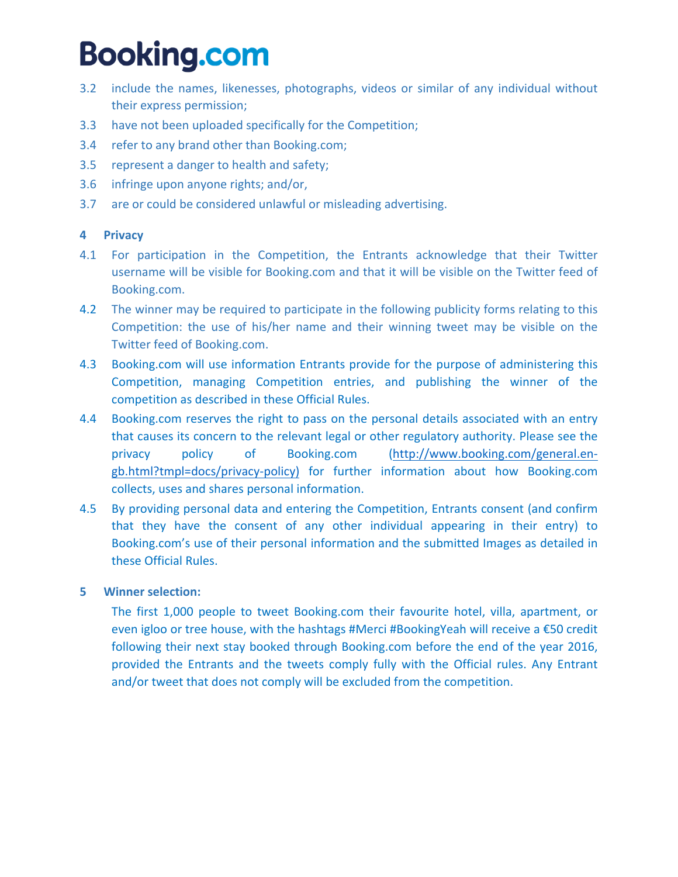3.2 include the names, likenesses, photographs, videos or similar of any individual without their express permission;

3.3 have not been uploaded specifically for the Competition;

3.4 refer to any brand other than Booking.com;

3.5 represent a danger to health and safety;

3.6 infringe upon anyone rights; and/or,

3.7 are or could be considered unlawful or misleading advertising.

**4 Privacy**

4.1 For participation in the Competition, the Entrants acknowledge that their Twitter username will be visible for Booking.com and that it will be visible on the Twitter feed of Booking.com.

4.2 The winner may be required to participate in the following publicity forms relating to this Competition: the use of his/her name and their winning tweet may be visible on the Twitter feed of Booking.com.

4.3 Booking.com will use information Entrants provide for the purpose of administering this Competition, managing Competition entries, and publishing the winner of the competition as described in these Official Rules.

4.4 Booking.com reserves the right to pass on the personal details associated with an entry that causes its concern to the relevant legal or other regulatory authority. Please see the privacy policy of Booking.com (http://www.booking.com/general.en-gb.html?tmpl=docs/privacy-policy) for further information about how Booking.com collects, uses and shares personal information.

4.5 By providing personal data and entering the Competition, Entrants consent (and confirm that they have the consent of any other individual appearing in their entry) to Booking.com's use of their personal information and the submitted Images as detailed in these Official Rules.

**5 Winner selection:**

The first 1,000 people to tweet Booking.com their favourite hotel, villa, apartment, or even igloo or tree house, with the hashtags #Merci #BookingYeah will receive a €50 credit following their next stay booked through Booking.com before the end of the year 2016, provided the Entrants and the tweets comply fully with the Official rules. Any Entrant and/or tweet that does not comply will be excluded from the competition.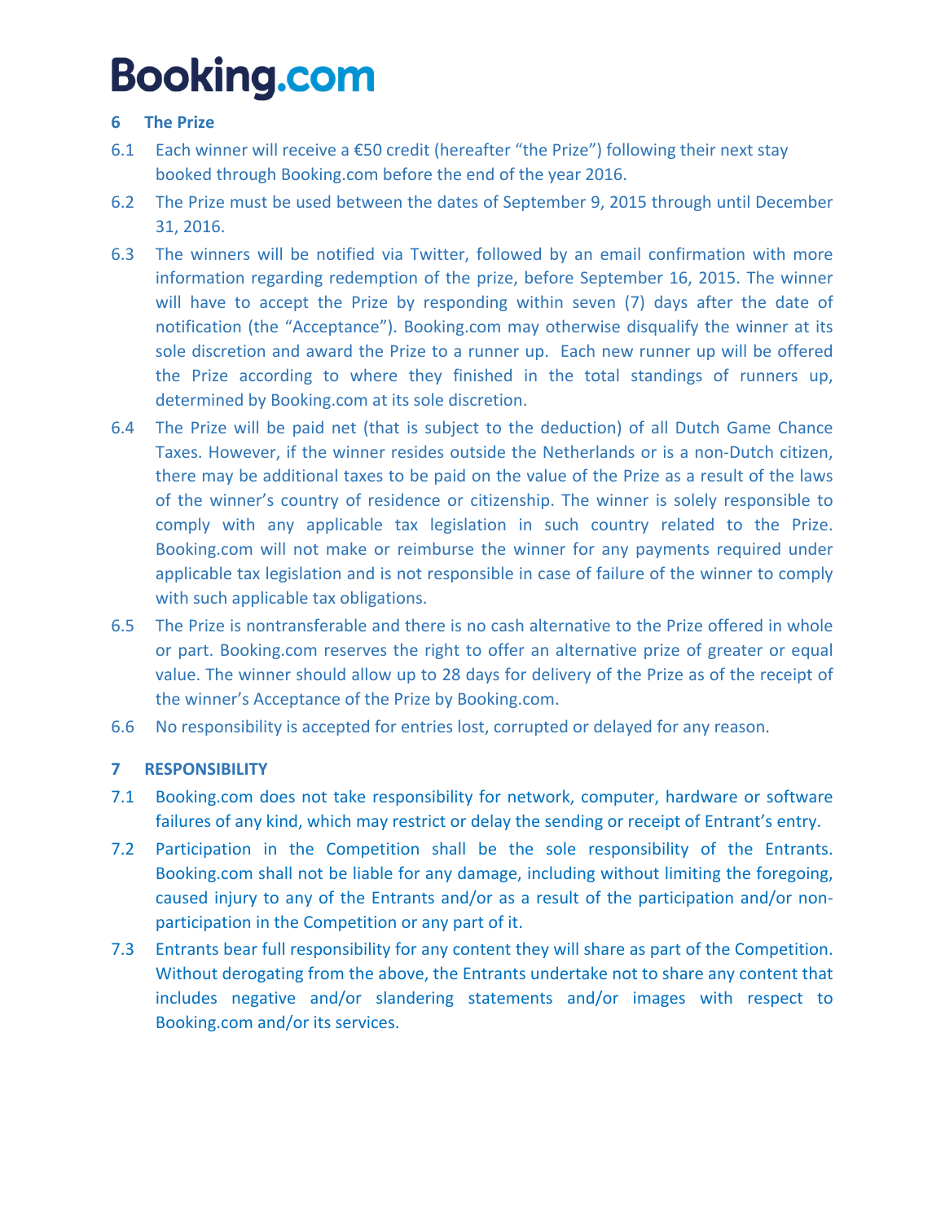## 6 The Prize

6.1 Each winner will receive a €50 credit (hereafter “the Prize”) following their next stay booked through Booking.com before the end of the year 2016.

6.2 The Prize must be used between the dates of September 9, 2015 through until December 31, 2016.

6.3 The winners will be notified via Twitter, followed by an email confirmation with more information regarding redemption of the prize, before September 16, 2015. The winner will have to accept the Prize by responding within seven (7) days after the date of notification (the “Acceptance”). Booking.com may otherwise disqualify the winner at its sole discretion and award the Prize to a runner up. Each new runner up will be offered the Prize according to where they finished in the total standings of runners up, determined by Booking.com at its sole discretion.

6.4 The Prize will be paid net (that is subject to the deduction) of all Dutch Game Chance Taxes. However, if the winner resides outside the Netherlands or is a non-Dutch citizen, there may be additional taxes to be paid on the value of the Prize as a result of the laws of the winner’s country of residence or citizenship. The winner is solely responsible to comply with any applicable tax legislation in such country related to the Prize. Booking.com will not make or reimburse the winner for any payments required under applicable tax legislation and is not responsible in case of failure of the winner to comply with such applicable tax obligations.

6.5 The Prize is nontransferable and there is no cash alternative to the Prize offered in whole or part. Booking.com reserves the right to offer an alternative prize of greater or equal value. The winner should allow up to 28 days for delivery of the Prize as of the receipt of the winner’s Acceptance of the Prize by Booking.com.

6.6 No responsibility is accepted for entries lost, corrupted or delayed for any reason.

## 7 RESPONSIBILITY

7.1 Booking.com does not take responsibility for network, computer, hardware or software failures of any kind, which may restrict or delay the sending or receipt of Entrant’s entry.

7.2 Participation in the Competition shall be the sole responsibility of the Entrants. Booking.com shall not be liable for any damage, including without limiting the foregoing, caused injury to any of the Entrants and/or as a result of the participation and/or non-participation in the Competition or any part of it.

7.3 Entrants bear full responsibility for any content they will share as part of the Competition. Without derogating from the above, the Entrants undertake not to share any content that includes negative and/or slandering statements and/or images with respect to Booking.com and/or its services.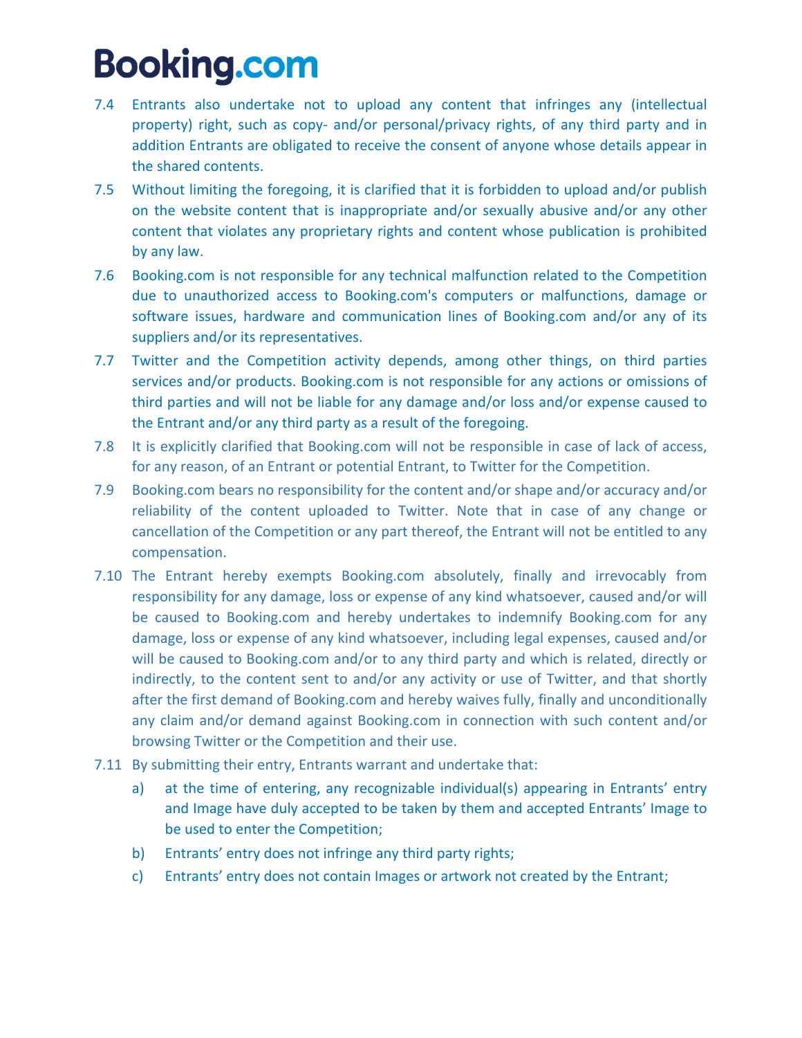7.4 Entrants also undertake not to upload any content that infringes any (intellectual property) right, such as copy- and/or personal/privacy rights, of any third party and in addition Entrants are obligated to receive the consent of anyone whose details appear in the shared contents.

7.5 Without limiting the foregoing, it is clarified that it is forbidden to upload and/or publish on the website content that is inappropriate and/or sexually abusive and/or any other content that violates any proprietary rights and content whose publication is prohibited by any law.

7.6 Booking.com is not responsible for any technical malfunction related to the Competition due to unauthorized access to Booking.com's computers or malfunctions, damage or software issues, hardware and communication lines of Booking.com and/or any of its suppliers and/or its representatives.

7.7 Twitter and the Competition activity depends, among other things, on third parties services and/or products. Booking.com is not responsible for any actions or omissions of third parties and will not be liable for any damage and/or loss and/or expense caused to the Entrant and/or any third party as a result of the foregoing.

7.8 It is explicitly clarified that Booking.com will not be responsible in case of lack of access, for any reason, of an Entrant or potential Entrant, to Twitter for the Competition.

7.9 Booking.com bears no responsibility for the content and/or shape and/or accuracy and/or reliability of the content uploaded to Twitter. Note that in case of any change or cancellation of the Competition or any part thereof, the Entrant will not be entitled to any compensation.

7.10 The Entrant hereby exempts Booking.com absolutely, finally and irrevocably from responsibility for any damage, loss or expense of any kind whatsoever, caused and/or will be caused to Booking.com and hereby undertakes to indemnify Booking.com for any damage, loss or expense of any kind whatsoever, including legal expenses, caused and/or will be caused to Booking.com and/or to any third party and which is related, directly or indirectly, to the content sent to and/or any activity or use of Twitter, and that shortly after the first demand of Booking.com and hereby waives fully, finally and unconditionally any claim and/or demand against Booking.com in connection with such content and/or browsing Twitter or the Competition and their use.

7.11 By submitting their entry, Entrants warrant and undertake that:

a) at the time of entering, any recognizable individual(s) appearing in Entrants' entry and Image have duly accepted to be taken by them and accepted Entrants' Image to be used to enter the Competition;

b) Entrants' entry does not infringe any third party rights;

c) Entrants' entry does not contain Images or artwork not created by the Entrant;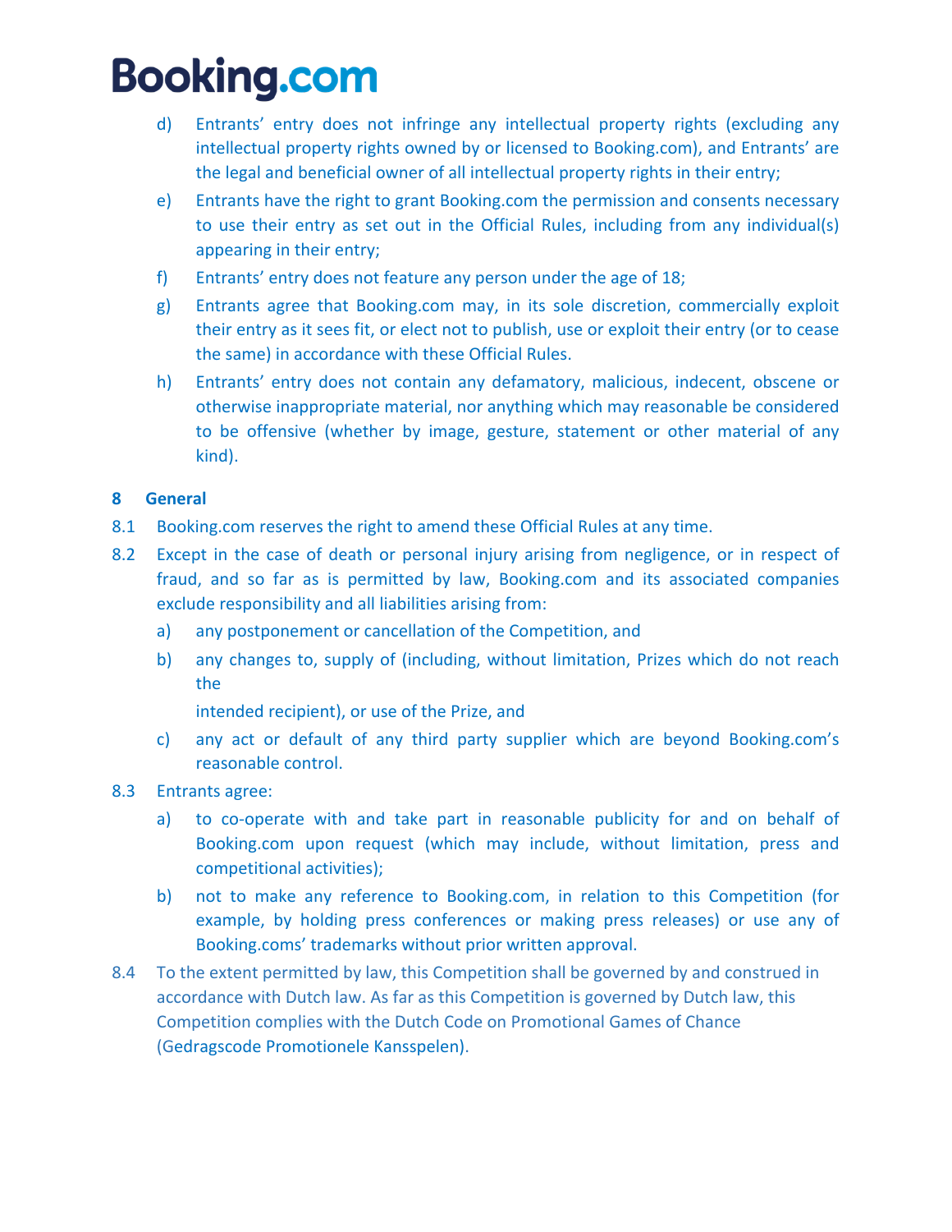d) Entrants' entry does not infringe any intellectual property rights (excluding any intellectual property rights owned by or licensed to Booking.com), and Entrants' are the legal and beneficial owner of all intellectual property rights in their entry;

e) Entrants have the right to grant Booking.com the permission and consents necessary to use their entry as set out in the Official Rules, including from any individual(s) appearing in their entry;

f) Entrants' entry does not feature any person under the age of 18;

g) Entrants agree that Booking.com may, in its sole discretion, commercially exploit their entry as it sees fit, or elect not to publish, use or exploit their entry (or to cease the same) in accordance with these Official Rules.

h) Entrants' entry does not contain any defamatory, malicious, indecent, obscene or otherwise inappropriate material, nor anything which may reasonable be considered to be offensive (whether by image, gesture, statement or other material of any kind).

## 8 General

8.1 Booking.com reserves the right to amend these Official Rules at any time.

8.2 Except in the case of death or personal injury arising from negligence, or in respect of fraud, and so far as is permitted by law, Booking.com and its associated companies exclude responsibility and all liabilities arising from:

a) any postponement or cancellation of the Competition, and

b) any changes to, supply of (including, without limitation, Prizes which do not reach the intended recipient), or use of the Prize, and

c) any act or default of any third party supplier which are beyond Booking.com's reasonable control.

8.3 Entrants agree:

a) to co-operate with and take part in reasonable publicity for and on behalf of Booking.com upon request (which may include, without limitation, press and competitional activities);

b) not to make any reference to Booking.com, in relation to this Competition (for example, by holding press conferences or making press releases) or use any of Booking.coms' trademarks without prior written approval.

8.4 To the extent permitted by law, this Competition shall be governed by and construed in accordance with Dutch law. As far as this Competition is governed by Dutch law, this Competition complies with the Dutch Code on Promotional Games of Chance (Gedragscode Promotionele Kansspelen).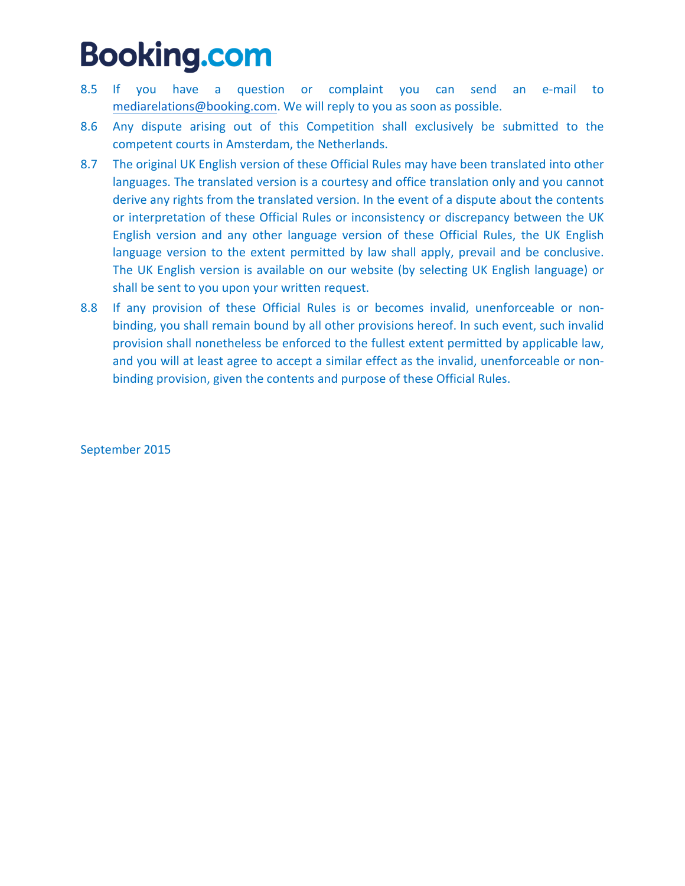8.5 If you have a question or complaint you can send an e-mail to mediarelations@booking.com. We will reply to you as soon as possible.

8.6 Any dispute arising out of this Competition shall exclusively be submitted to the competent courts in Amsterdam, the Netherlands.

8.7 The original UK English version of these Official Rules may have been translated into other languages. The translated version is a courtesy and office translation only and you cannot derive any rights from the translated version. In the event of a dispute about the contents or interpretation of these Official Rules or inconsistency or discrepancy between the UK English version and any other language version of these Official Rules, the UK English language version to the extent permitted by law shall apply, prevail and be conclusive. The UK English version is available on our website (by selecting UK English language) or shall be sent to you upon your written request.

8.8 If any provision of these Official Rules is or becomes invalid, unenforceable or non-binding, you shall remain bound by all other provisions hereof. In such event, such invalid provision shall nonetheless be enforced to the fullest extent permitted by applicable law, and you will at least agree to accept a similar effect as the invalid, unenforceable or non-binding provision, given the contents and purpose of these Official Rules.

September 2015